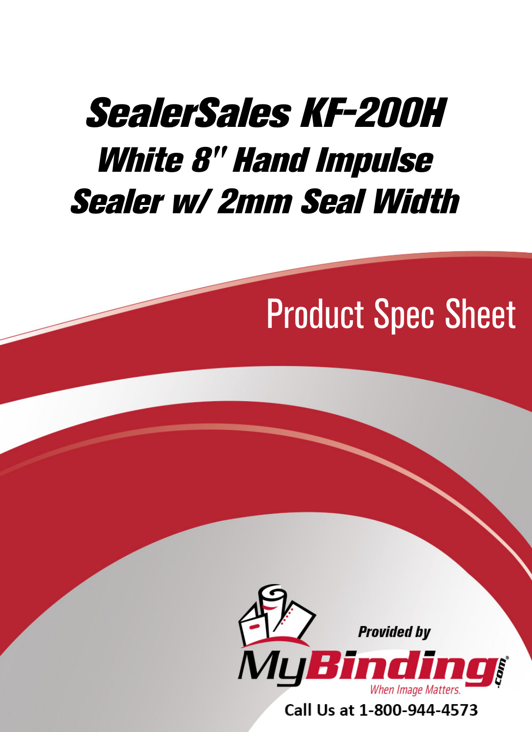# SealerSales KF-200H White 8" Hand Impulse Sealer w/ 2mm Seal Width

## Product Spec Sheet

Provided by

MyBinding.com

When Image Matters.

Call Us at 1-800-944-4573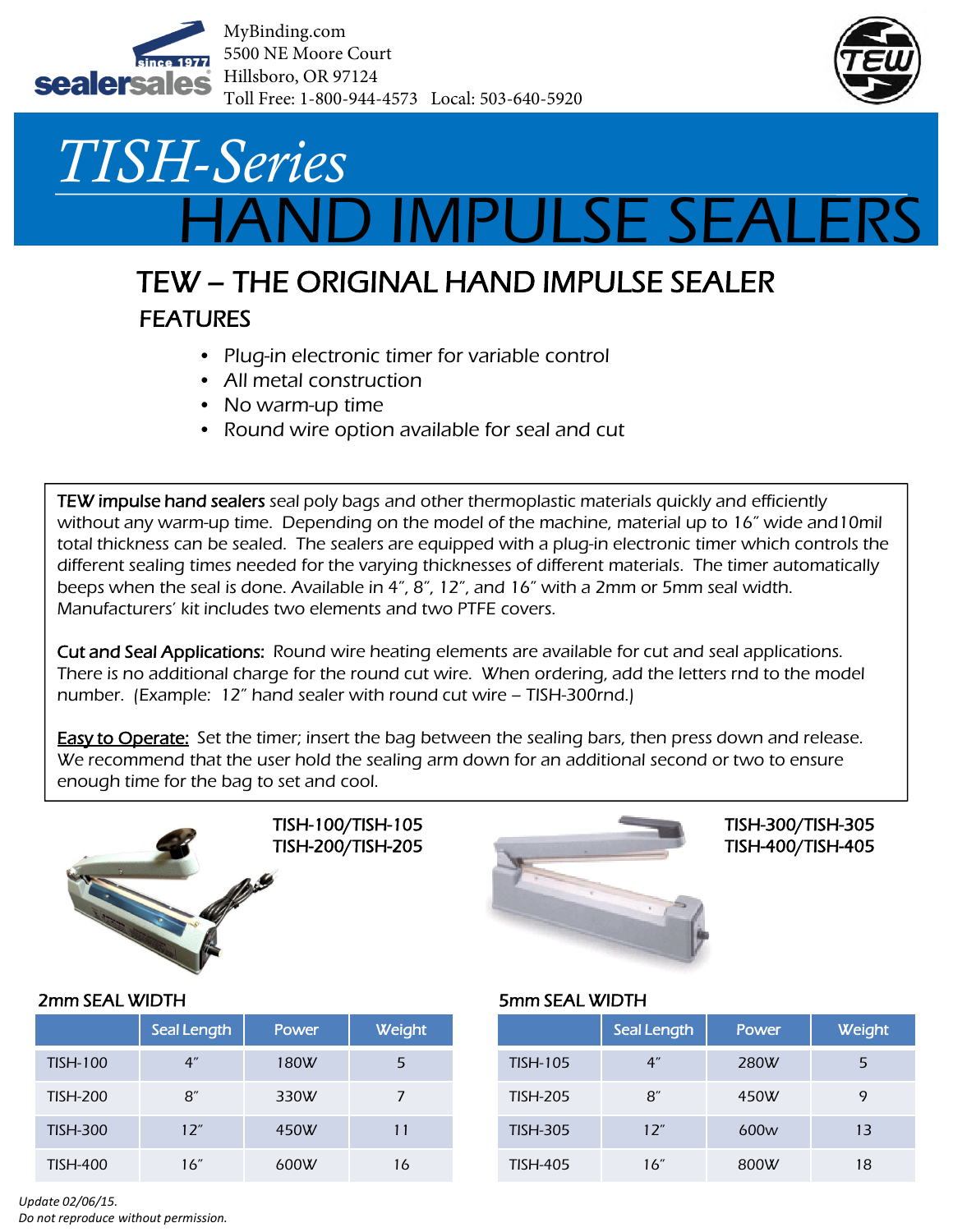MyBinding.com
5500 NE Moore Court
Hillsboro, OR 97124
Toll Free: 1-800-944-4573 Local: 503-640-5920

# *TISH-Series*
# HAND IMPULSE SEALERS

## TEW – THE ORIGINAL HAND IMPULSE SEALER

### FEATURES

- Plug-in electronic timer for variable control
- All metal construction
- No warm-up time
- Round wire option available for seal and cut

**TEW impulse hand sealers** seal poly bags and other thermoplastic materials quickly and efficiently without any warm-up time. Depending on the model of the machine, material up to 16″ wide and10mil total thickness can be sealed. The sealers are equipped with a plug-in electronic timer which controls the different sealing times needed for the varying thicknesses of different materials. The timer automatically beeps when the seal is done. Available in 4″, 8″, 12″, and 16″ with a 2mm or 5mm seal width. Manufacturers' kit includes two elements and two PTFE covers.

**Cut and Seal Applications:** Round wire heating elements are available for cut and seal applications. There is no additional charge for the round cut wire. When ordering, add the letters rnd to the model number. (Example: 12″ hand sealer with round cut wire – TISH-300rnd.)

**Easy to Operate:** Set the timer; insert the bag between the sealing bars, then press down and release. We recommend that the user hold the sealing arm down for an additional second or two to ensure enough time for the bag to set and cool.

TISH-100/TISH-105
TISH-200/TISH-205

TISH-300/TISH-305
TISH-400/TISH-405

2mm SEAL WIDTH

| | Seal Length | Power | Weight |
|---|---|---|---|
| TISH-100 | 4″ | 180W | 5 |
| TISH-200 | 8″ | 330W | 7 |
| TISH-300 | 12″ | 450W | 11 |
| TISH-400 | 16″ | 600W | 16 |

5mm SEAL WIDTH

| | Seal Length | Power | Weight |
|---|---|---|---|
| TISH-105 | 4″ | 280W | 5 |
| TISH-205 | 8″ | 450W | 9 |
| TISH-305 | 12″ | 600w | 13 |
| TISH-405 | 16″ | 800W | 18 |

*Update 02/06/15.*
*Do not reproduce without permission.*